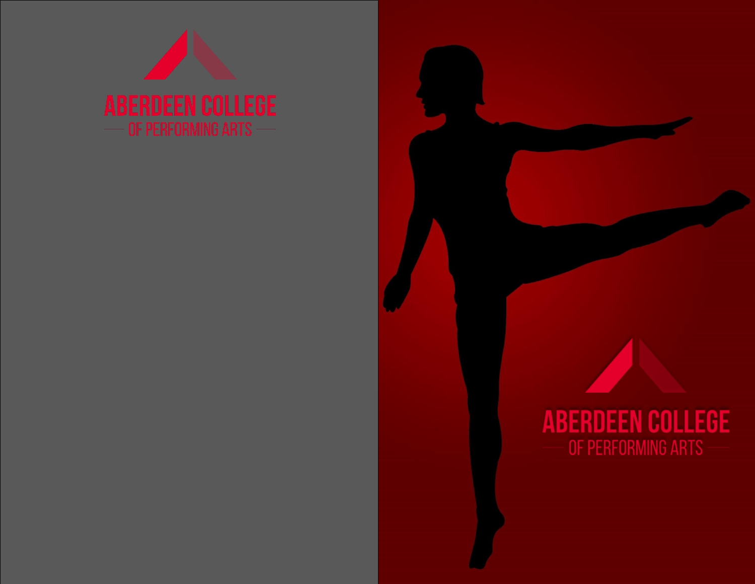# ABERDEEN COLLEGE

## OF PERFORMING ARTS

# ABERDEEN COLLEGE

## OF PERFORMING ARTS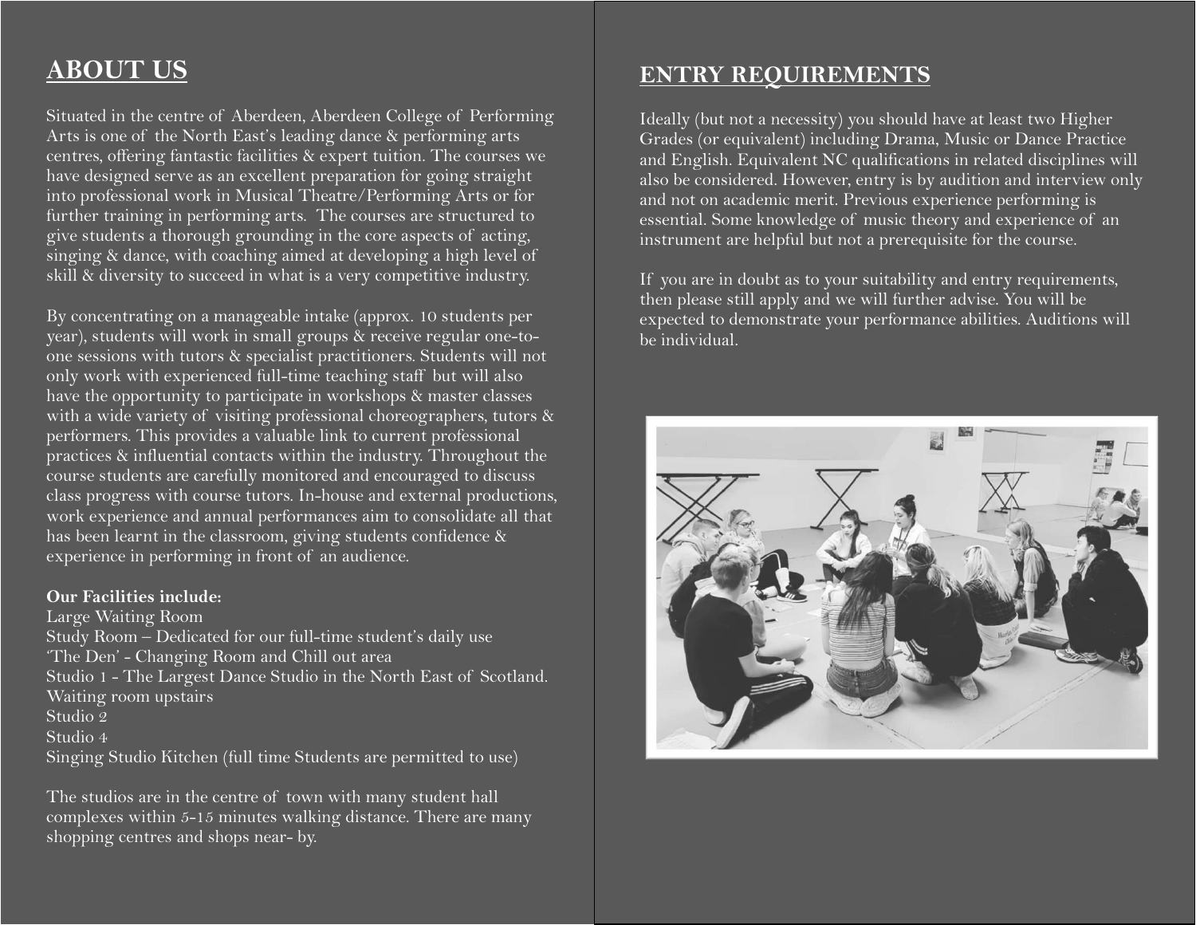## ABOUT US

Situated in the centre of Aberdeen, Aberdeen College of Performing Arts is one of the North East's leading dance & performing arts centres, offering fantastic facilities & expert tuition. The courses we have designed serve as an excellent preparation for going straight into professional work in Musical Theatre/Performing Arts or for further training in performing arts. The courses are structured to give students a thorough grounding in the core aspects of acting, singing & dance, with coaching aimed at developing a high level of skill & diversity to succeed in what is a very competitive industry.

By concentrating on a manageable intake (approx. 10 students per year), students will work in small groups & receive regular one-to-one sessions with tutors & specialist practitioners. Students will not only work with experienced full-time teaching staff but will also have the opportunity to participate in workshops & master classes with a wide variety of visiting professional choreographers, tutors & performers. This provides a valuable link to current professional practices & influential contacts within the industry. Throughout the course students are carefully monitored and encouraged to discuss class progress with course tutors. In-house and external productions, work experience and annual performances aim to consolidate all that has been learnt in the classroom, giving students confidence & experience in performing in front of an audience.

**Our Facilities include:**

Large Waiting Room
Study Room – Dedicated for our full-time student's daily use
'The Den' - Changing Room and Chill out area
Studio 1 - The Largest Dance Studio in the North East of Scotland.
Waiting room upstairs
Studio 2
Studio 4
Singing Studio Kitchen (full time Students are permitted to use)

The studios are in the centre of town with many student hall complexes within 5-15 minutes walking distance. There are many shopping centres and shops near- by.

## ENTRY REQUIREMENTS

Ideally (but not a necessity) you should have at least two Higher Grades (or equivalent) including Drama, Music or Dance Practice and English. Equivalent NC qualifications in related disciplines will also be considered. However, entry is by audition and interview only and not on academic merit. Previous experience performing is essential. Some knowledge of music theory and experience of an instrument are helpful but not a prerequisite for the course.

If you are in doubt as to your suitability and entry requirements, then please still apply and we will further advise. You will be expected to demonstrate your performance abilities. Auditions will be individual.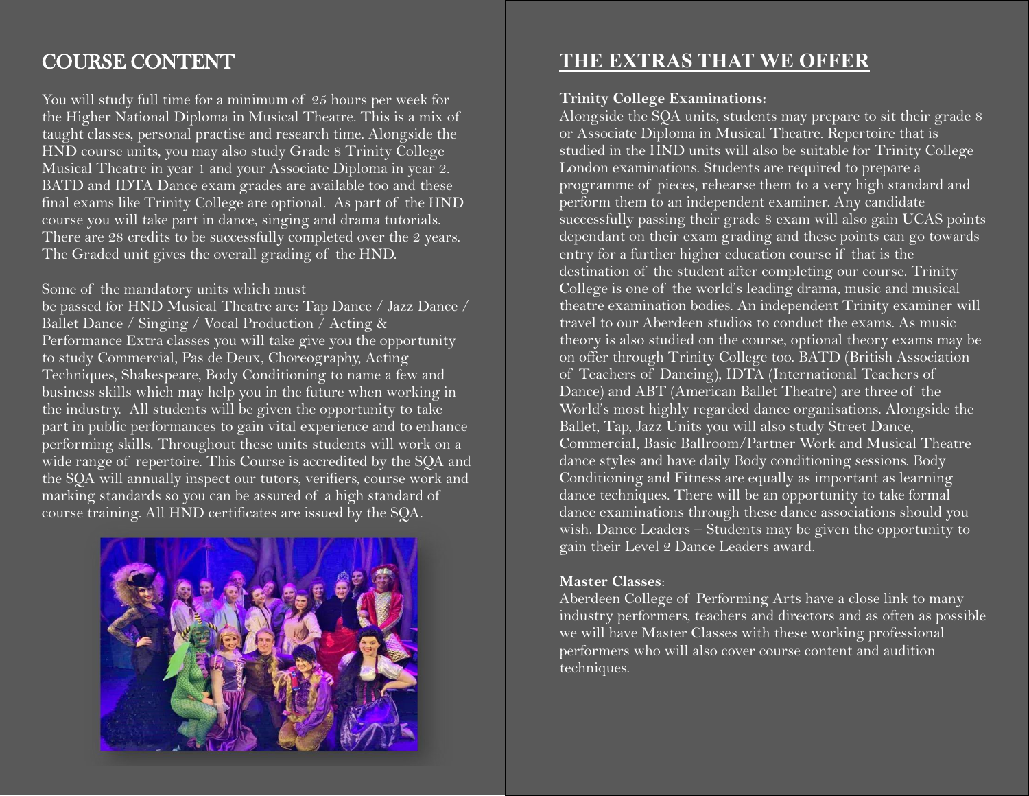## COURSE CONTENT

You will study full time for a minimum of 25 hours per week for the Higher National Diploma in Musical Theatre. This is a mix of taught classes, personal practise and research time. Alongside the HND course units, you may also study Grade 8 Trinity College Musical Theatre in year 1 and your Associate Diploma in year 2. BATD and IDTA Dance exam grades are available too and these final exams like Trinity College are optional. As part of the HND course you will take part in dance, singing and drama tutorials. There are 28 credits to be successfully completed over the 2 years. The Graded unit gives the overall grading of the HND.

Some of the mandatory units which must be passed for HND Musical Theatre are: Tap Dance / Jazz Dance / Ballet Dance / Singing / Vocal Production / Acting & Performance Extra classes you will take give you the opportunity to study Commercial, Pas de Deux, Choreography, Acting Techniques, Shakespeare, Body Conditioning to name a few and business skills which may help you in the future when working in the industry. All students will be given the opportunity to take part in public performances to gain vital experience and to enhance performing skills. Throughout these units students will work on a wide range of repertoire. This Course is accredited by the SQA and the SQA will annually inspect our tutors, verifiers, course work and marking standards so you can be assured of a high standard of course training. All HND certificates are issued by the SQA.

## THE EXTRAS THAT WE OFFER

**Trinity College Examinations:**
Alongside the SQA units, students may prepare to sit their grade 8 or Associate Diploma in Musical Theatre. Repertoire that is studied in the HND units will also be suitable for Trinity College London examinations. Students are required to prepare a programme of pieces, rehearse them to a very high standard and perform them to an independent examiner. Any candidate successfully passing their grade 8 exam will also gain UCAS points dependant on their exam grading and these points can go towards entry for a further higher education course if that is the destination of the student after completing our course. Trinity College is one of the world's leading drama, music and musical theatre examination bodies. An independent Trinity examiner will travel to our Aberdeen studios to conduct the exams. As music theory is also studied on the course, optional theory exams may be on offer through Trinity College too. BATD (British Association of Teachers of Dancing), IDTA (International Teachers of Dance) and ABT (American Ballet Theatre) are three of the World's most highly regarded dance organisations. Alongside the Ballet, Tap, Jazz Units you will also study Street Dance, Commercial, Basic Ballroom/Partner Work and Musical Theatre dance styles and have daily Body conditioning sessions. Body Conditioning and Fitness are equally as important as learning dance techniques. There will be an opportunity to take formal dance examinations through these dance associations should you wish. Dance Leaders – Students may be given the opportunity to gain their Level 2 Dance Leaders award.

**Master Classes**:
Aberdeen College of Performing Arts have a close link to many industry performers, teachers and directors and as often as possible we will have Master Classes with these working professional performers who will also cover course content and audition techniques.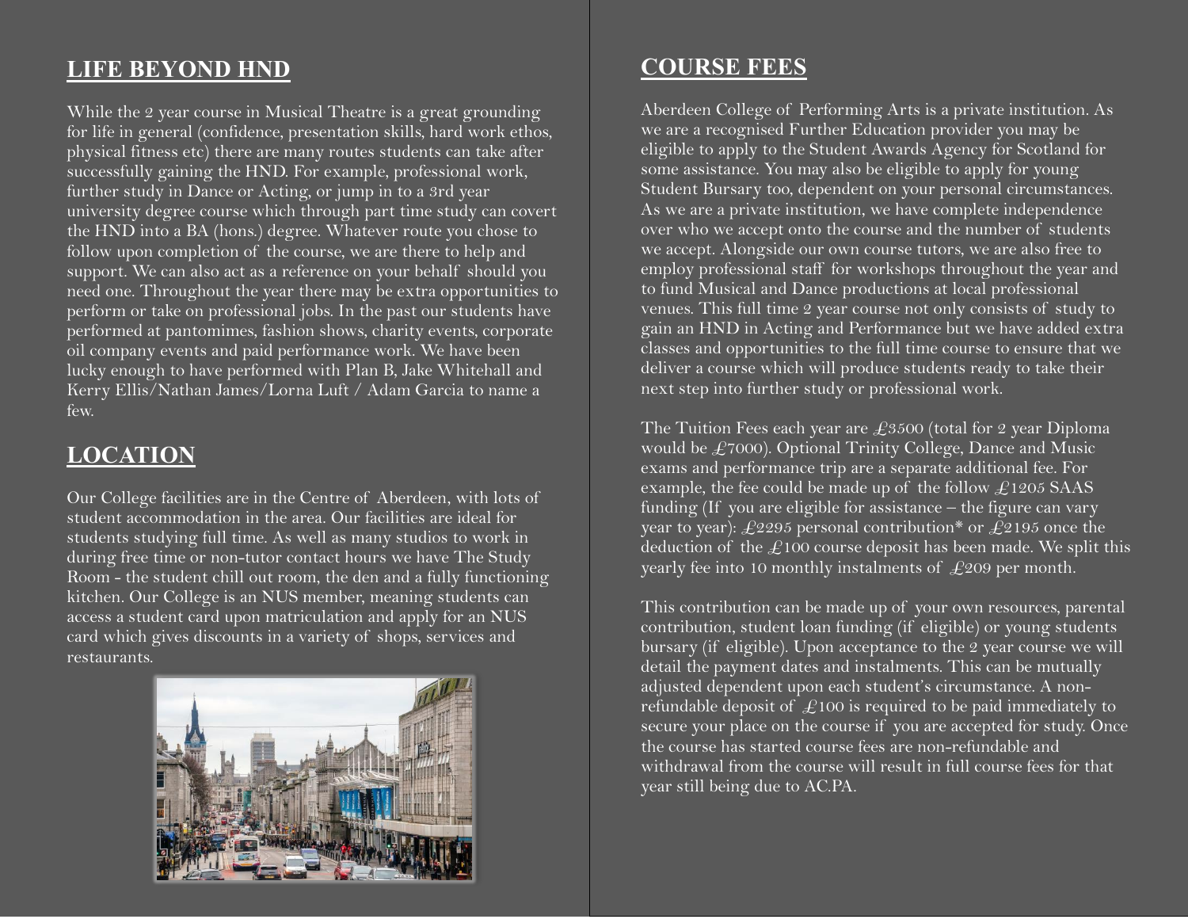## LIFE BEYOND HND

While the 2 year course in Musical Theatre is a great grounding for life in general (confidence, presentation skills, hard work ethos, physical fitness etc) there are many routes students can take after successfully gaining the HND. For example, professional work, further study in Dance or Acting, or jump in to a 3rd year university degree course which through part time study can covert the HND into a BA (hons.) degree. Whatever route you chose to follow upon completion of the course, we are there to help and support. We can also act as a reference on your behalf should you need one. Throughout the year there may be extra opportunities to perform or take on professional jobs. In the past our students have performed at pantomimes, fashion shows, charity events, corporate oil company events and paid performance work. We have been lucky enough to have performed with Plan B, Jake Whitehall and Kerry Ellis/Nathan James/Lorna Luft / Adam Garcia to name a few.

## LOCATION

Our College facilities are in the Centre of Aberdeen, with lots of student accommodation in the area. Our facilities are ideal for students studying full time. As well as many studios to work in during free time or non-tutor contact hours we have The Study Room - the student chill out room, the den and a fully functioning kitchen. Our College is an NUS member, meaning students can access a student card upon matriculation and apply for an NUS card which gives discounts in a variety of shops, services and restaurants.

## COURSE FEES

Aberdeen College of Performing Arts is a private institution. As we are a recognised Further Education provider you may be eligible to apply to the Student Awards Agency for Scotland for some assistance. You may also be eligible to apply for young Student Bursary too, dependent on your personal circumstances. As we are a private institution, we have complete independence over who we accept onto the course and the number of students we accept. Alongside our own course tutors, we are also free to employ professional staff for workshops throughout the year and to fund Musical and Dance productions at local professional venues. This full time 2 year course not only consists of study to gain an HND in Acting and Performance but we have added extra classes and opportunities to the full time course to ensure that we deliver a course which will produce students ready to take their next step into further study or professional work.

The Tuition Fees each year are £3500 (total for 2 year Diploma would be £7000). Optional Trinity College, Dance and Music exams and performance trip are a separate additional fee. For example, the fee could be made up of the follow £1205 SAAS funding (If you are eligible for assistance – the figure can vary year to year): £2295 personal contribution* or £2195 once the deduction of the £100 course deposit has been made. We split this yearly fee into 10 monthly instalments of £209 per month.

This contribution can be made up of your own resources, parental contribution, student loan funding (if eligible) or young students bursary (if eligible). Upon acceptance to the 2 year course we will detail the payment dates and instalments. This can be mutually adjusted dependent upon each student's circumstance. A non-refundable deposit of £100 is required to be paid immediately to secure your place on the course if you are accepted for study. Once the course has started course fees are non-refundable and withdrawal from the course will result in full course fees for that year still being due to AC.PA.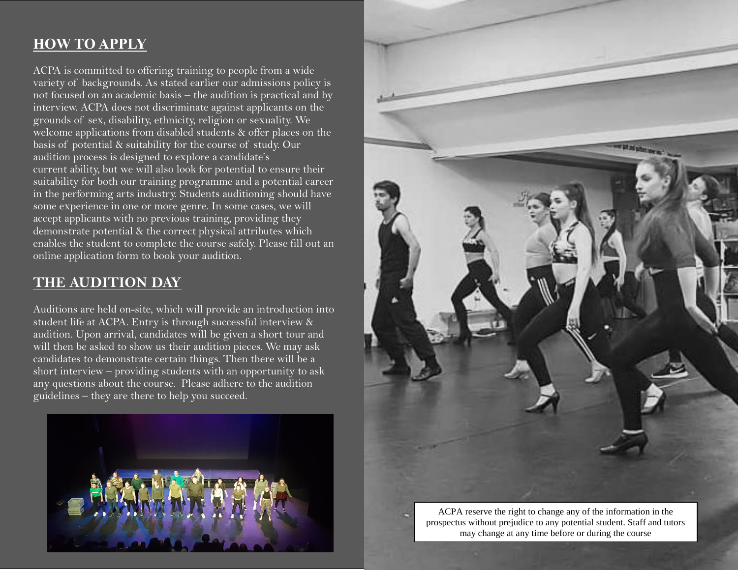## HOW TO APPLY

ACPA is committed to offering training to people from a wide variety of backgrounds. As stated earlier our admissions policy is not focused on an academic basis – the audition is practical and by interview. ACPA does not discriminate against applicants on the grounds of sex, disability, ethnicity, religion or sexuality. We welcome applications from disabled students & offer places on the basis of potential & suitability for the course of study. Our audition process is designed to explore a candidate's current ability, but we will also look for potential to ensure their suitability for both our training programme and a potential career in the performing arts industry. Students auditioning should have some experience in one or more genre. In some cases, we will accept applicants with no previous training, providing they demonstrate potential & the correct physical attributes which enables the student to complete the course safely. Please fill out an online application form to book your audition.

## THE AUDITION DAY

Auditions are held on-site, which will provide an introduction into student life at ACPA. Entry is through successful interview & audition. Upon arrival, candidates will be given a short tour and will then be asked to show us their audition pieces. We may ask candidates to demonstrate certain things. Then there will be a short interview – providing students with an opportunity to ask any questions about the course. Please adhere to the audition guidelines – they are there to help you succeed.

ACPA reserve the right to change any of the information in the prospectus without prejudice to any potential student. Staff and tutors may change at any time before or during the course